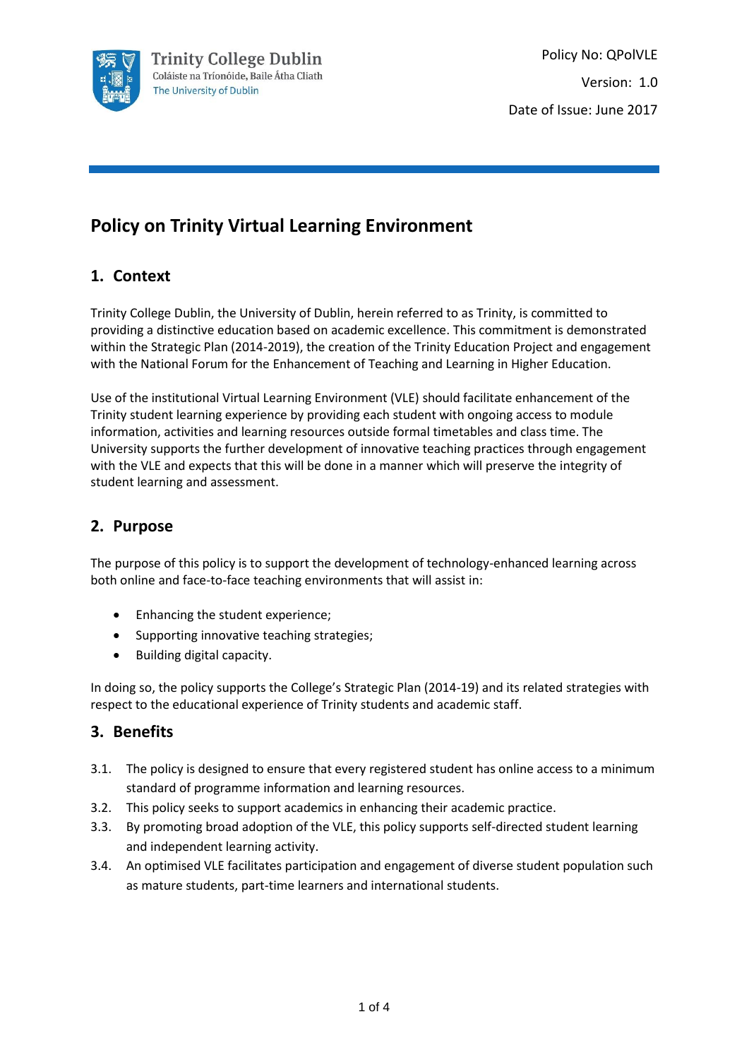Trinity College Dublin
Coláiste na Tríonóide, Baile Átha Cliath
The University of Dublin

Policy No: QPolVLE

Version: 1.0

Date of Issue: June 2017

# Policy on Trinity Virtual Learning Environment

## 1. Context

Trinity College Dublin, the University of Dublin, herein referred to as Trinity, is committed to providing a distinctive education based on academic excellence. This commitment is demonstrated within the Strategic Plan (2014-2019), the creation of the Trinity Education Project and engagement with the National Forum for the Enhancement of Teaching and Learning in Higher Education.

Use of the institutional Virtual Learning Environment (VLE) should facilitate enhancement of the Trinity student learning experience by providing each student with ongoing access to module information, activities and learning resources outside formal timetables and class time. The University supports the further development of innovative teaching practices through engagement with the VLE and expects that this will be done in a manner which will preserve the integrity of student learning and assessment.

## 2. Purpose

The purpose of this policy is to support the development of technology-enhanced learning across both online and face-to-face teaching environments that will assist in:

- Enhancing the student experience;
- Supporting innovative teaching strategies;
- Building digital capacity.

In doing so, the policy supports the College's Strategic Plan (2014-19) and its related strategies with respect to the educational experience of Trinity students and academic staff.

## 3. Benefits

3.1. The policy is designed to ensure that every registered student has online access to a minimum standard of programme information and learning resources.

3.2. This policy seeks to support academics in enhancing their academic practice.

3.3. By promoting broad adoption of the VLE, this policy supports self-directed student learning and independent learning activity.

3.4. An optimised VLE facilitates participation and engagement of diverse student population such as mature students, part-time learners and international students.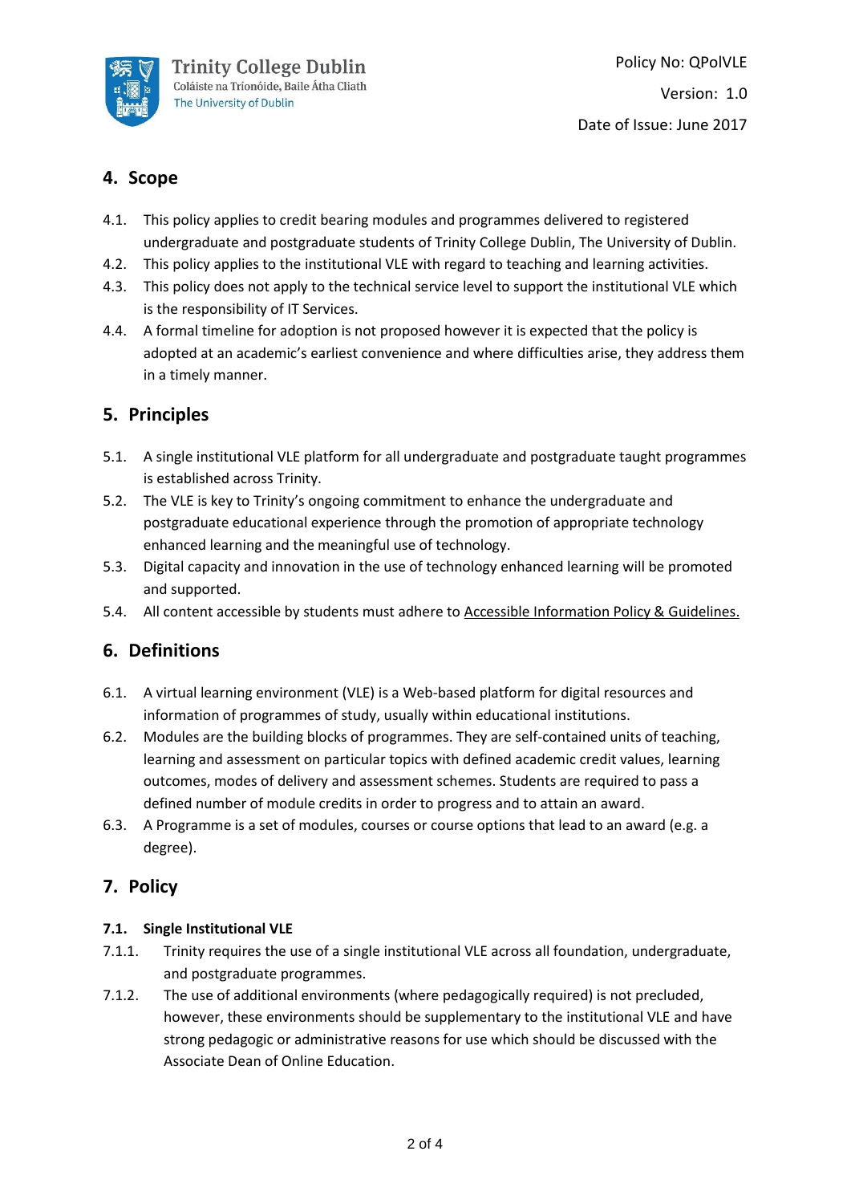## 4. Scope

4.1. This policy applies to credit bearing modules and programmes delivered to registered undergraduate and postgraduate students of Trinity College Dublin, The University of Dublin.

4.2. This policy applies to the institutional VLE with regard to teaching and learning activities.

4.3. This policy does not apply to the technical service level to support the institutional VLE which is the responsibility of IT Services.

4.4. A formal timeline for adoption is not proposed however it is expected that the policy is adopted at an academic's earliest convenience and where difficulties arise, they address them in a timely manner.

## 5. Principles

5.1. A single institutional VLE platform for all undergraduate and postgraduate taught programmes is established across Trinity.

5.2. The VLE is key to Trinity's ongoing commitment to enhance the undergraduate and postgraduate educational experience through the promotion of appropriate technology enhanced learning and the meaningful use of technology.

5.3. Digital capacity and innovation in the use of technology enhanced learning will be promoted and supported.

5.4. All content accessible by students must adhere to Accessible Information Policy & Guidelines.

## 6. Definitions

6.1. A virtual learning environment (VLE) is a Web-based platform for digital resources and information of programmes of study, usually within educational institutions.

6.2. Modules are the building blocks of programmes. They are self-contained units of teaching, learning and assessment on particular topics with defined academic credit values, learning outcomes, modes of delivery and assessment schemes. Students are required to pass a defined number of module credits in order to progress and to attain an award.

6.3. A Programme is a set of modules, courses or course options that lead to an award (e.g. a degree).

## 7. Policy

### 7.1. Single Institutional VLE

7.1.1. Trinity requires the use of a single institutional VLE across all foundation, undergraduate, and postgraduate programmes.

7.1.2. The use of additional environments (where pedagogically required) is not precluded, however, these environments should be supplementary to the institutional VLE and have strong pedagogic or administrative reasons for use which should be discussed with the Associate Dean of Online Education.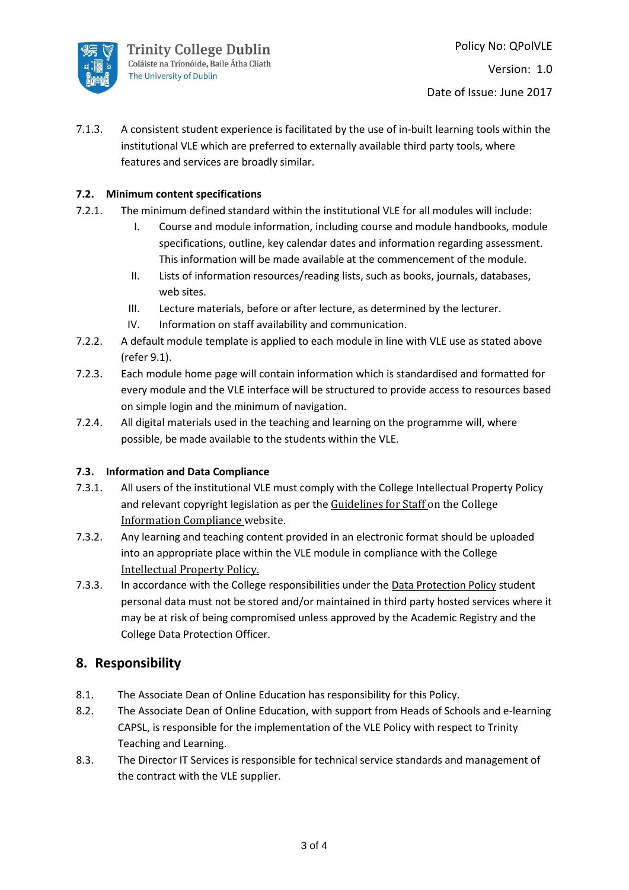7.1.3. A consistent student experience is facilitated by the use of in-built learning tools within the institutional VLE which are preferred to externally available third party tools, where features and services are broadly similar.

**7.2. Minimum content specifications**

7.2.1. The minimum defined standard within the institutional VLE for all modules will include:

I. Course and module information, including course and module handbooks, module specifications, outline, key calendar dates and information regarding assessment. This information will be made available at the commencement of the module.

II. Lists of information resources/reading lists, such as books, journals, databases, web sites.

III. Lecture materials, before or after lecture, as determined by the lecturer.

IV. Information on staff availability and communication.

7.2.2. A default module template is applied to each module in line with VLE use as stated above (refer 9.1).

7.2.3. Each module home page will contain information which is standardised and formatted for every module and the VLE interface will be structured to provide access to resources based on simple login and the minimum of navigation.

7.2.4. All digital materials used in the teaching and learning on the programme will, where possible, be made available to the students within the VLE.

**7.3. Information and Data Compliance**

7.3.1. All users of the institutional VLE must comply with the College Intellectual Property Policy and relevant copyright legislation as per the Guidelines for Staff on the College Information Compliance website.

7.3.2. Any learning and teaching content provided in an electronic format should be uploaded into an appropriate place within the VLE module in compliance with the College Intellectual Property Policy.

7.3.3. In accordance with the College responsibilities under the Data Protection Policy student personal data must not be stored and/or maintained in third party hosted services where it may be at risk of being compromised unless approved by the Academic Registry and the College Data Protection Officer.

## 8. Responsibility

8.1. The Associate Dean of Online Education has responsibility for this Policy.

8.2. The Associate Dean of Online Education, with support from Heads of Schools and e-learning CAPSL, is responsible for the implementation of the VLE Policy with respect to Trinity Teaching and Learning.

8.3. The Director IT Services is responsible for technical service standards and management of the contract with the VLE supplier.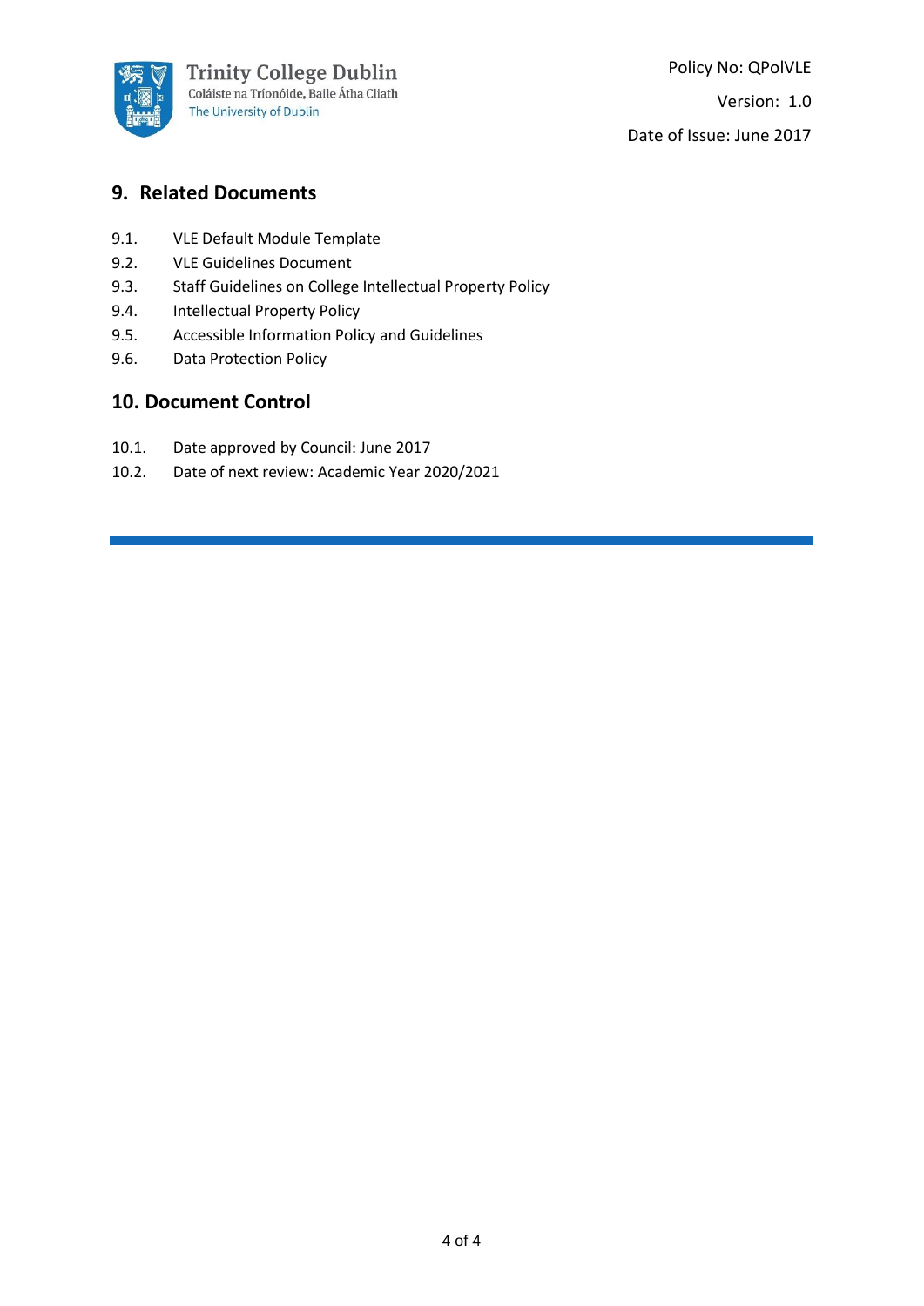## 9. Related Documents

9.1. VLE Default Module Template

9.2. VLE Guidelines Document

9.3. Staff Guidelines on College Intellectual Property Policy

9.4. Intellectual Property Policy

9.5. Accessible Information Policy and Guidelines

9.6. Data Protection Policy

## 10. Document Control

10.1. Date approved by Council: June 2017

10.2. Date of next review: Academic Year 2020/2021